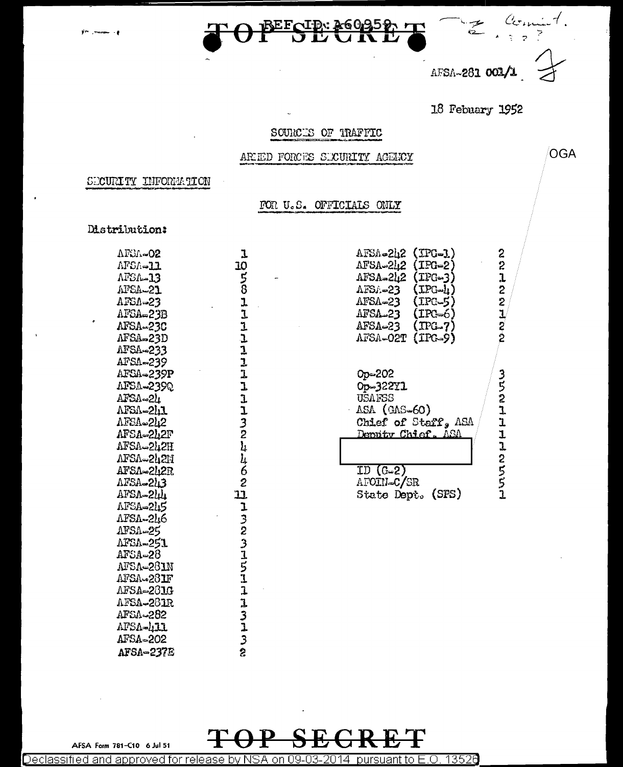TOP SECRET

AFSA-281 001/1

18 February 1952

SOURCES OF TRAFFIC

ARMED FORCES SECURITY AGENCY

SECURITY INFORMATION

FOR U.S. OFFICIALS ONLY

Distribution:

| | |
|---|---|
| AFSA-02 | 1 |
| AFSA-11 | 10 |
| AFSA-13 | 5 |
| AFSA-21 | 8 |
| AFSA-23 | 1 |
| AFSA-23B | 1 |
| AFSA-23C | 1 |
| AFSA-23D | 1 |
| AFSA-233 | 1 |
| AFSA-239 | 1 |
| AFSA-239P | 1 |
| AFSA-239Q | 1 |
| AFSA-24 | 1 |
| AFSA-241 | 1 |
| AFSA-242 | 3 |
| AFSA-242F | 2 |
| AFSA-242H | 4 |
| AFSA-242M | 4 |
| AFSA-242R | 6 |
| AFSA-243 | 2 |
| AFSA-244 | 11 |
| AFSA-245 | 1 |
| AFSA-246 | 3 |
| AFSA-25 | 2 |
| AFSA-251 | 3 |
| AFSA-28 | 1 |
| AFSA-281N | 5 |
| AFSA-281F | 1 |
| AFSA-281G | 1 |
| AFSA-281R | 1 |
| AFSA-282 | 3 |
| AFSA-411 | 1 |
| AFSA-202 | 3 |
| AFSA-237E | 2 |

| | |
|---|---|
| AFSA-242 (IPG-1) | 2 |
| AFSA-242 (IPG-2) | 2 |
| AFSA-242 (IPG-3) | 1 |
| AFSA-23 (IPG-4) | 2 |
| AFSA-23 (IPG-5) | 2 |
| AFSA-23 (IPG-6) | 1 |
| AFSA-23 (IPG-7) | 2 |
| AFSA-02T (IPG-9) | 2 |

| | |
|---|---|
| Op-202 | 3 |
| Op-322Y1 | 5 |
| USAFSS | 2 |
| ASA (GAS-60) | 1 |
| Chief of Staff, ASA | 1 |
| Deputy Chief, ASA | 1 |
| [redacted] OGA | 1 |
| | 2 |
| ID (G-2) | 5 |
| AFOIN-C/SR | 5 |
| State Dept. (SPS) | 1 |

AFSA Form 781-C10 6 Jul 51

TOP SECRET

Declassified and approved for release by NSA on 09-03-2014 pursuant to E.O. 13526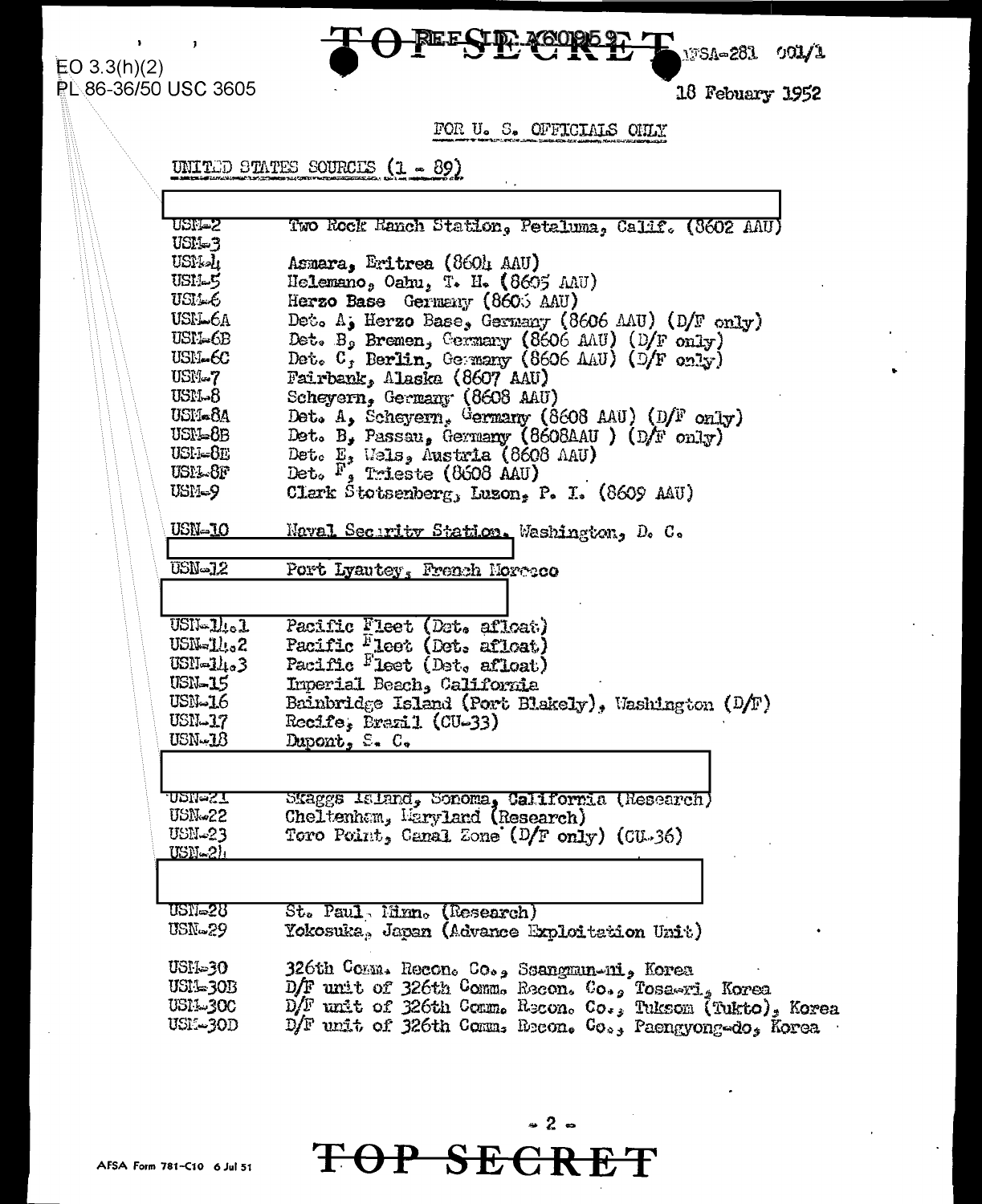EO 3.3(h)(2)
PL 86-36/50 USC 3605

TOP SECRET

AFSA-281 001/1

18 Febuary 1952

FOR U. S. OFFICIALS ONLY

UNITED STATES SOURCES (1 - 89)

| | |
|---|---|
| USM-2 | Two Rock Ranch Station, Petaluma, Calif. (8602 AAU) |
| USM-3 | |
| USM-4 | Asmara, Eritrea (8604 AAU) |
| USM-5 | Helemano, Oahu, T. H. (8605 AAU) |
| USM-6 | Herzo Base Germany (8606 AAU) |
| USM-6A | Det. A, Herzo Base, Germany (8606 AAU) (D/F only) |
| USM-6B | Det. B, Bremen, Germany (8606 AAU) (D/F only) |
| USM-6C | Det. C, Berlin, Germany (8606 AAU) (D/F only) |
| USM-7 | Fairbank, Alaska (8607 AAU) |
| USM-8 | Scheyern, Germany (8608 AAU) |
| USM-8A | Det. A, Scheyern, Germany (8608 AAU) (D/F only) |
| USM-8B | Det. B, Passau, Germany (8608AAU ) (D/F only) |
| USM-8E | Det. E, Wels, Austria (8608 AAU) |
| USM-8F | Det. F, Trieste (8608 AAU) |
| USM-9 | Clark Stotsenberg, Luzon, P. I. (8609 AAU) |
| USN-10 | Naval Security Station, Washington, D. C. |
| USN-12 | Port Lyautey, French Morocco |
| USN-14.1 | Pacific Fleet (Det. afloat) |
| USN-14.2 | Pacific Fleet (Det. afloat) |
| USN-14.3 | Pacific Fleet (Det. afloat) |
| USN-15 | Imperial Beach, California |
| USN-16 | Bainbridge Island (Port Blakely), Washington (D/F) |
| USN-17 | Recife, Brazil (CU-33) |
| USN-18 | Dupont, S. C. |
| USN-21 | Skaggs Island, Sonoma, California (Research) |
| USN-22 | Cheltenham, Maryland (Research) |
| USN-23 | Toro Point, Canal Zone (D/F only) (CU-36) |
| USN-24 | |
| USN-28 | St. Paul, Minn. (Research) |
| USN-29 | Yokosuka, Japan (Advance Exploitation Unit) |
| USM-30 | 326th Comm. Recon. Co., Ssangmun-ni, Korea |
| USM-30B | D/F unit of 326th Comm. Recon. Co., Tosa-ri, Korea |
| USM-30C | D/F unit of 326th Comm. Recon. Co., Tuksom (Tukto), Korea |
| USM-30D | D/F unit of 326th Comm. Recon. Co., Paengyong-do, Korea |

AFSA Form 781-C10 6 Jul 51

TOP SECRET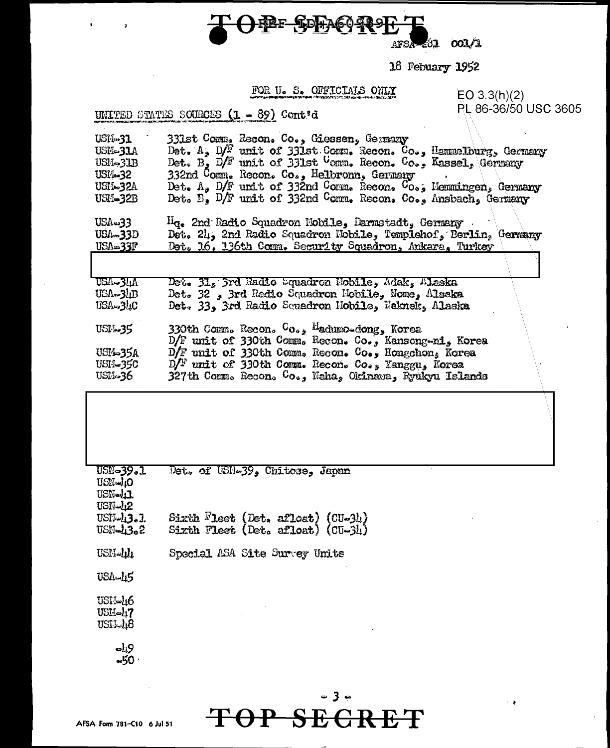TOP SECRET

AFSA-231 001/1

18 Febuary 1952

FOR U. S. OFFICIALS ONLY

EO 3.3(h)(2)
PL 86-36/50 USC 3605

UNITED STATES SOURCES (1 - 89) Cont'd

| | |
|---|---|
| USM-31 | 331st Comm. Recon. Co., Giessen, Germany |
| USM-31A | Det. A, D/F unit of 331st Comm. Recon. Co., Hammelburg, Germany |
| USM-31B | Det. B, D/F unit of 331st Comm. Recon. Co., Kassel, Germany |
| USM-32 | 332nd Comm. Recon. Co., Heilbronn, Germany |
| USM-32A | Det. A, D/F unit of 332nd Comm. Recon. Co., Memmingen, Germany |
| USM-32B | Det. B, D/F unit of 332nd Comm. Recon. Co., Ansbach, Germany |
| USA-33 | Hq. 2nd Radio Squadron Mobile, Darmstadt, Germany |
| USA-33D | Det. 24, 2nd Radio Squadron Mobile, Templehof, Berlin, Germany |
| USA-33F | Det. 16, 136th Comm. Security Squadron, Ankara, Turkey |
| USA-34A | Det. 31, 3rd Radio Squadron Mobile, Adak, Alaska |
| USA-34B | Det. 32, 3rd Radio Squadron Mobile, Nome, Alsaka |
| USA-34C | Det. 33, 3rd Radio Squadron Mobile, Naknek, Alaska |
| USM-35 | 330th Comm. Recon. Co., Hadumo-dong, Korea |
| | D/F unit of 330th Comm. Recon. Co., Kansong-ni, Korea |
| USM-35A | D/F unit of 330th Comm. Recon. Co., Hongchon, Korea |
| USM-35C | D/F unit of 330th Comm. Recon. Co., Yanggu, Korea |
| USM-36 | 327th Comm. Recon. Co., Naha, Okinawa, Ryukyu Islands |
| USN-39.1 | Det. of USN-39, Chitose, Japan |
| USN-40 | |
| USN-41 | |
| USN-42 | |
| USN-43.1 | Sixth Fleet (Det. afloat) (CU-34) |
| USN-43.2 | Sixth Fleet (Det. afloat) (CU-34) |
| USM-44 | Special ASA Site Survey Units |
| USA-45 | |
| USM-46 | |
| USM-47 | |
| USM-48 | |
| -49 | |
| -50 | |

AFSA Form 781-C10 6 Jul 51

TOP SECRET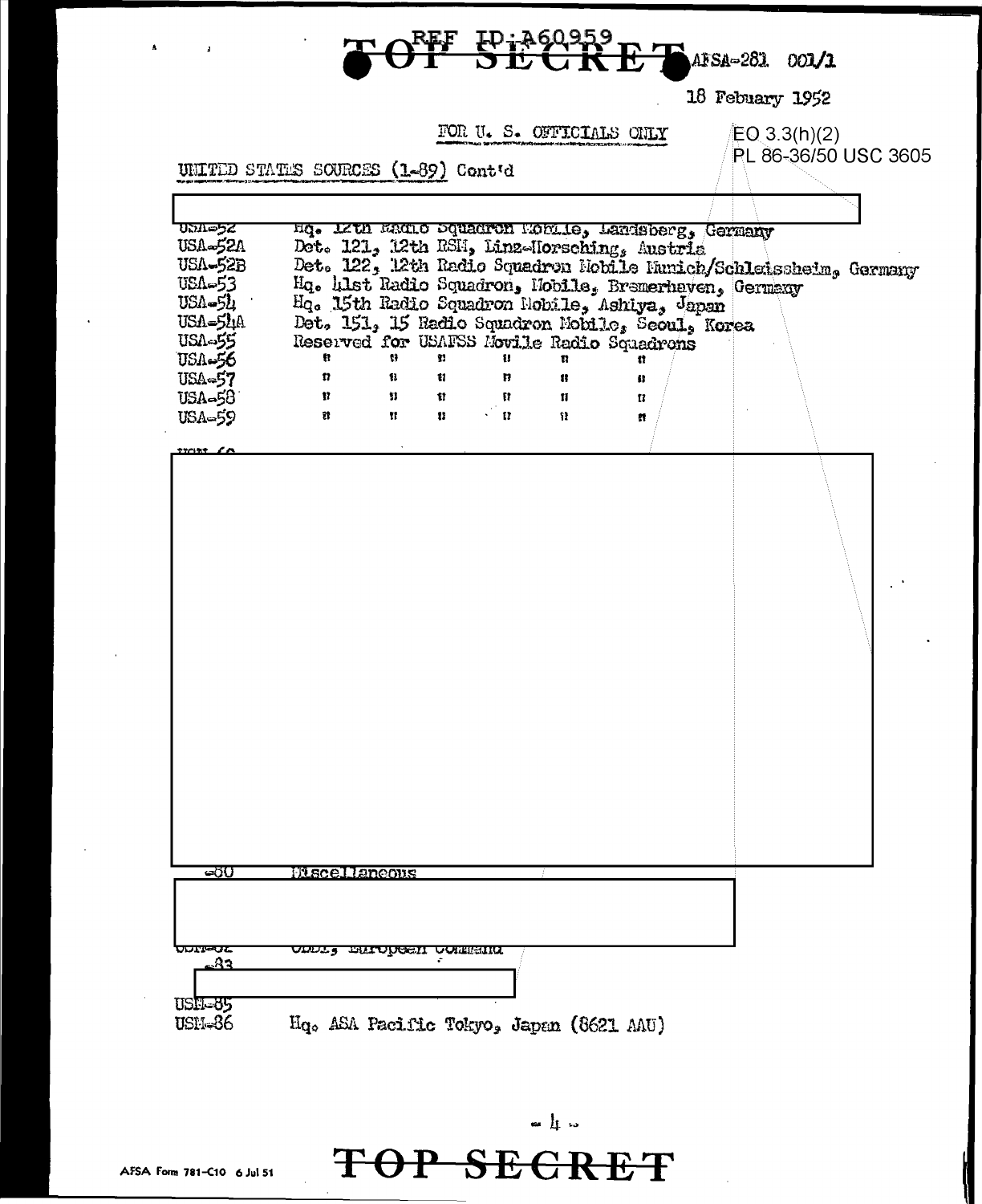TOP SECRET AFSA-281 001/1

18 February 1952

FOR U. S. OFFICIALS ONLY

EO 3.3(h)(2)
PL 86-36/50 USC 3605

UNITED STATES SOURCES (1-89) Cont'd

| | |
|---|---|
| USA-52 | Hq. 12th Radio Squadron Mobile, Landsberg, Germany |
| USA-52A | Det. 121, 12th RSM, Linz-Horsching, Austria |
| USA-52B | Det. 122, 12th Radio Squadron Mobile Munich/Schleissheim, Germany |
| USA-53 | Hq. 41st Radio Squadron, Mobile, Bremerhaven, Germany |
| USA-54 | Hq. 15th Radio Squadron Mobile, Ashiya, Japan |
| USA-54A | Det. 151, 15 Radio Squadron Mobile, Seoul, Korea |
| USA-55 | Reserved for USAFSS Movile Radio Squadrons |
| USA-56 | " " " " " " |
| USA-57 | " " " " " " |
| USA-58 | " " " " " " |
| USA-59 | " " " " " " |

| | |
|---|---|
| -60 | Miscellaneous |
| USM-62 | USDI, European Command |
| -83 | |
| USM-85 | |
| USM-86 | Hq. ASA Pacific Tokyo, Japan (8621 AAU) |

TOP SECRET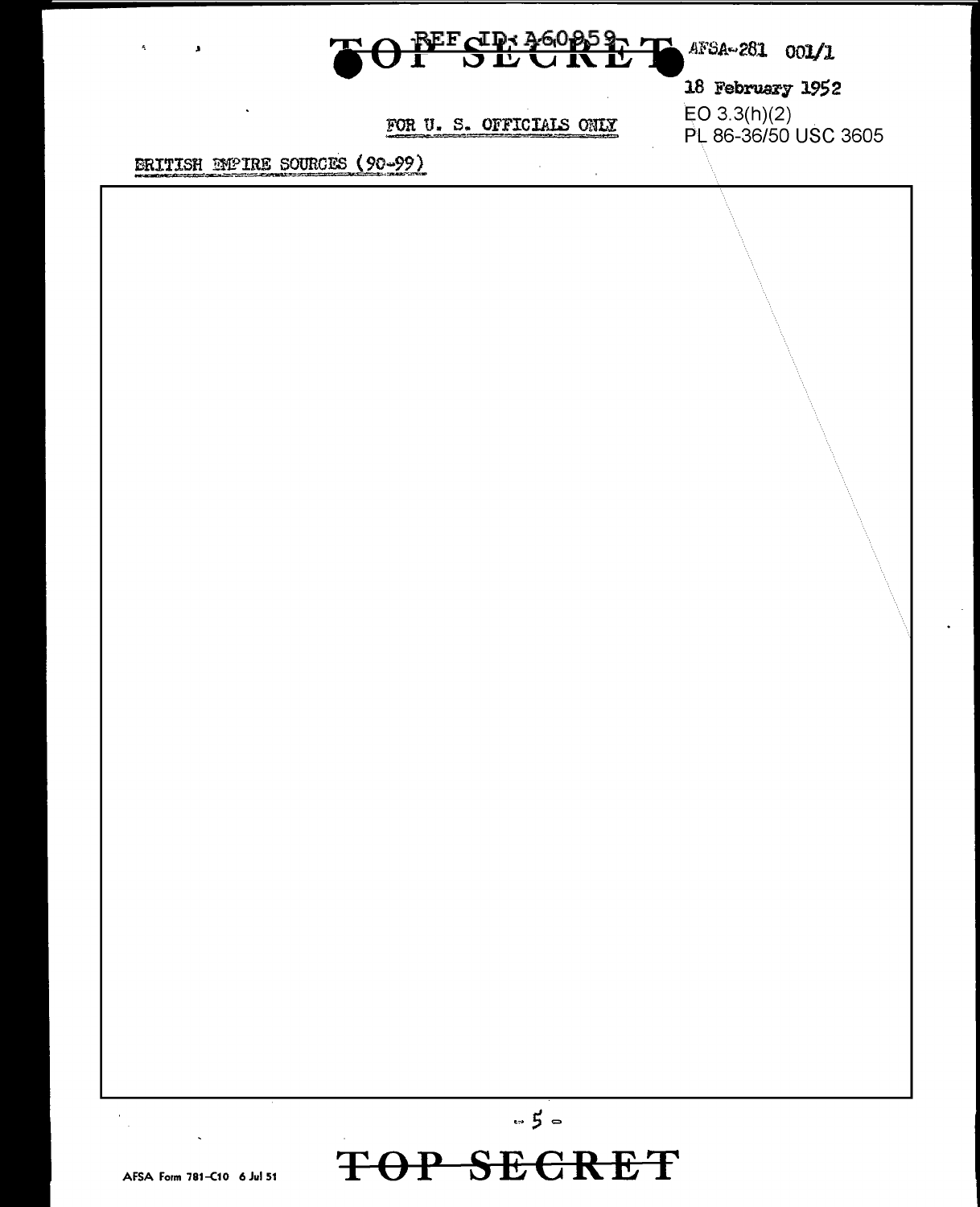TOP SECRET

AFSA-281 001/1

18 February 1952

FOR U. S. OFFICIALS ONLY

EO 3.3(h)(2)
PL 86-36/50 USC 3605

BRITISH EMPIRE SOURCES (90-99)

TOP SECRET

AFSA Form 781-C10 6 Jul 51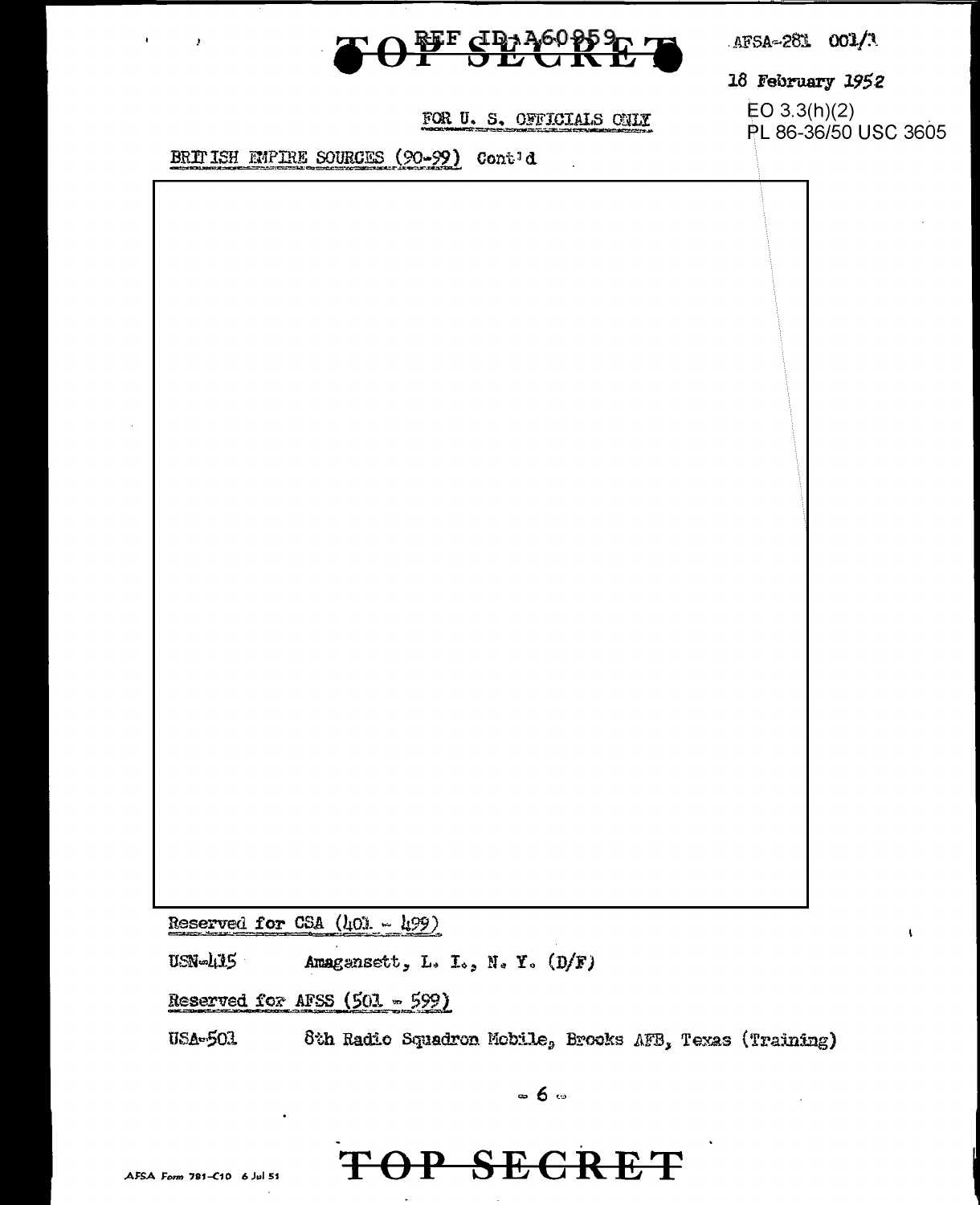TOP SECRET

AFSA-281 001/1

18 February 1952

FOR U. S. OFFICIALS ONLY

EO 3.3(h)(2)
PL 86-36/50 USC 3605

BRITISH EMPIRE SOURCES (90-99) Cont'd

Reserved for CSA (401 - 499)

USN-415 Amagansett, L. I., N. Y. (D/F)

Reserved for AFSS (501 - 599)

USA-501 8th Radio Squadron Mobile, Brooks AFB, Texas (Training)

TOP SECRET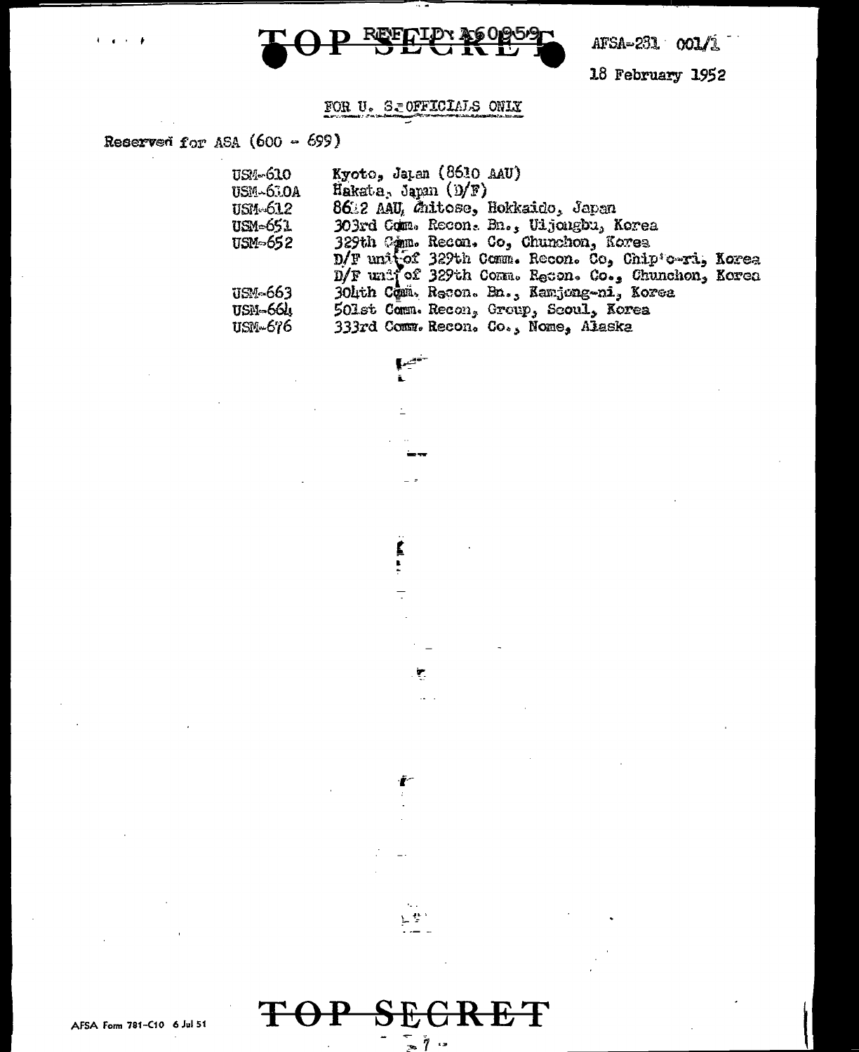TOP SECRET

REF ID: A60959

AFSA-281 001/1

18 February 1952

FOR U. S. OFFICIALS ONLY

Reserved for ASA (600 - 699)

| | |
|---|---|
| USM-610 | Kyoto, Japan (8610 AAU) |
| USM-610A | Hakata, Japan (D/F) |
| USM-612 | 8612 AAU, Chitose, Hokkaido, Japan |
| USM-651 | 303rd Comm. Recon. Bn., Uijongbu, Korea |
| USM-652 | 329th Comm. Recon. Co, Chunchon, Korea |
| | D/F unit of 329th Comm. Recon. Co, Chip'o-ri, Korea |
| | D/F unit of 329th Comm. Recon. Co., Chunchon, Korea |
| USM-663 | 304th Comm. Recon. Bn., Kamjong-ni, Korea |
| USM-664 | 501st Comm. Recon. Group, Seoul, Korea |
| USM-676 | 333rd Comm. Recon. Co., Nome, Alaska |

TOP SECRET

AFSA Form 781-C10 6 Jul 51